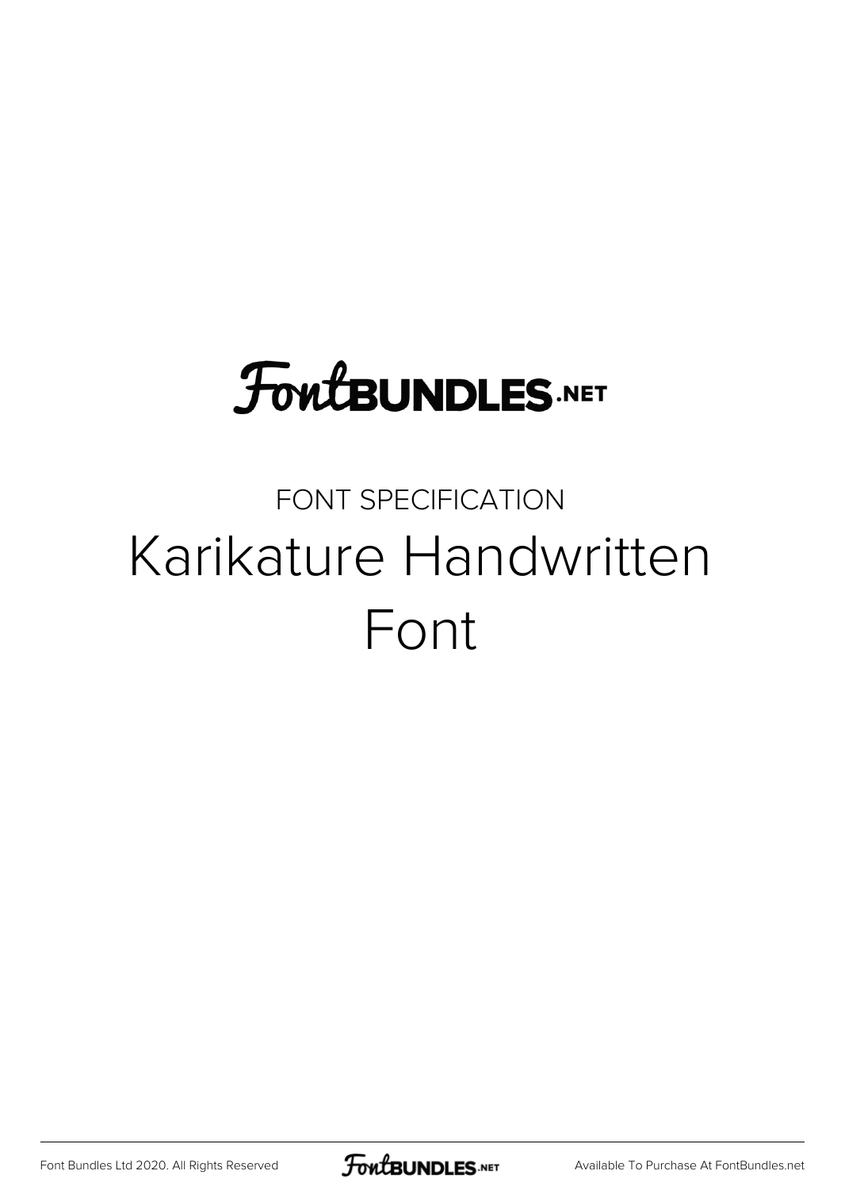FontBUNDLES.NET

FONT SPECIFICATION

# Karikature Handwritten Font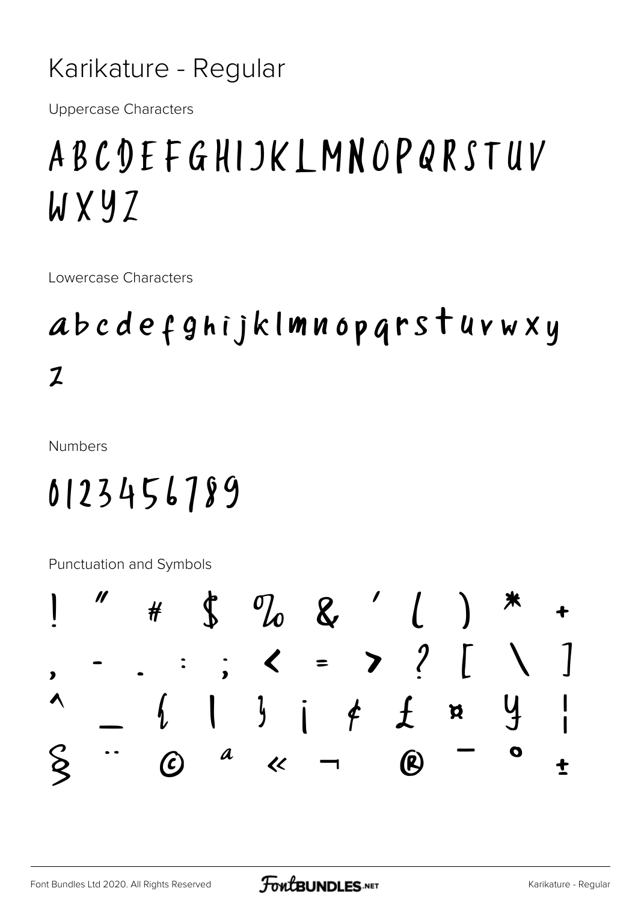# Karikature - Regular

Uppercase Characters

ABCDEFGHIJKLMNOPQRSTUV WXYZ

Lowercase Characters

abcdefghijklmnopqrstuvwxy z

Numbers

0123456789

Punctuation and Symbols

! " # $ % & ' ( ) * +
, - . : ; < = > ? [ \ ]
^ _ { | } ¡ ¢ £ ¤ ¥ ¦
§ ¨ © ª « ¬ ® ¯ ° ±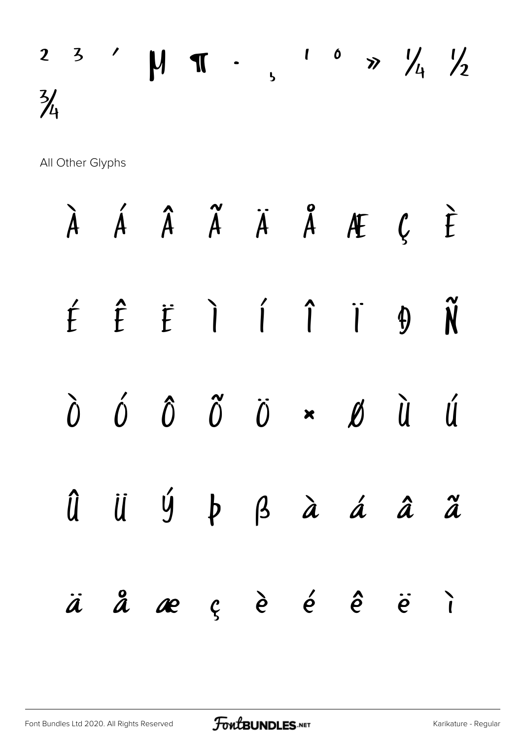² ³ ´ µ ¶ · ¸ ¹ º » ¼ ½ ¾

All Other Glyphs

À Á Â Ã Ä Å Æ Ç È

É Ê Ë Ì Í Î Ï Ð Ñ

Ò Ó Ô Õ Ö × Ø Ù Ú

Û Ü Ý Þ ß à á â ã

ä å æ ç è é ê ë ì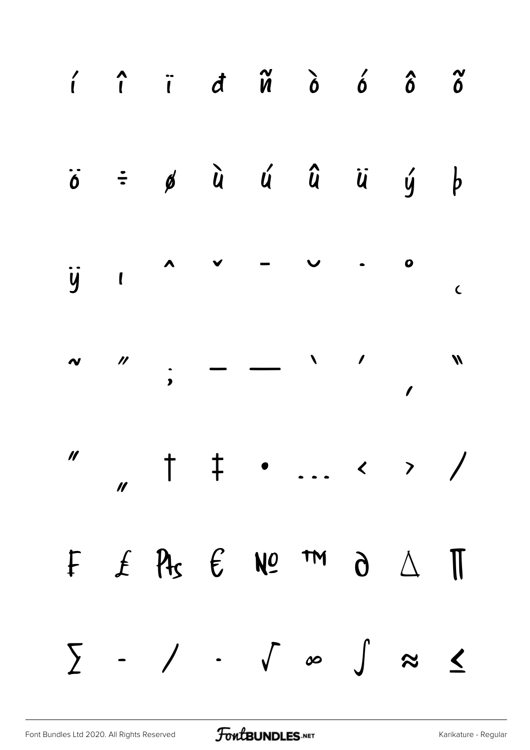í î ï đ ñ ò ó ô õ

ö ÷ ø ù ú û ü ý þ

ÿ ı ˆ ˇ ¯ ˘ ˙ ˚ ¸

˜ ˝ ; – — ‘ ’ ‚ “

” „ † ‡ • … ‹ › ⁄

₣ ₤ ₧ € № ™ ∂ ∆ ∏

∑ − ∕ ∙ √ ∞ ∫ ≈ ≤

Font Bundles Ltd 2020. All Rights Reserved

Karikature - Regular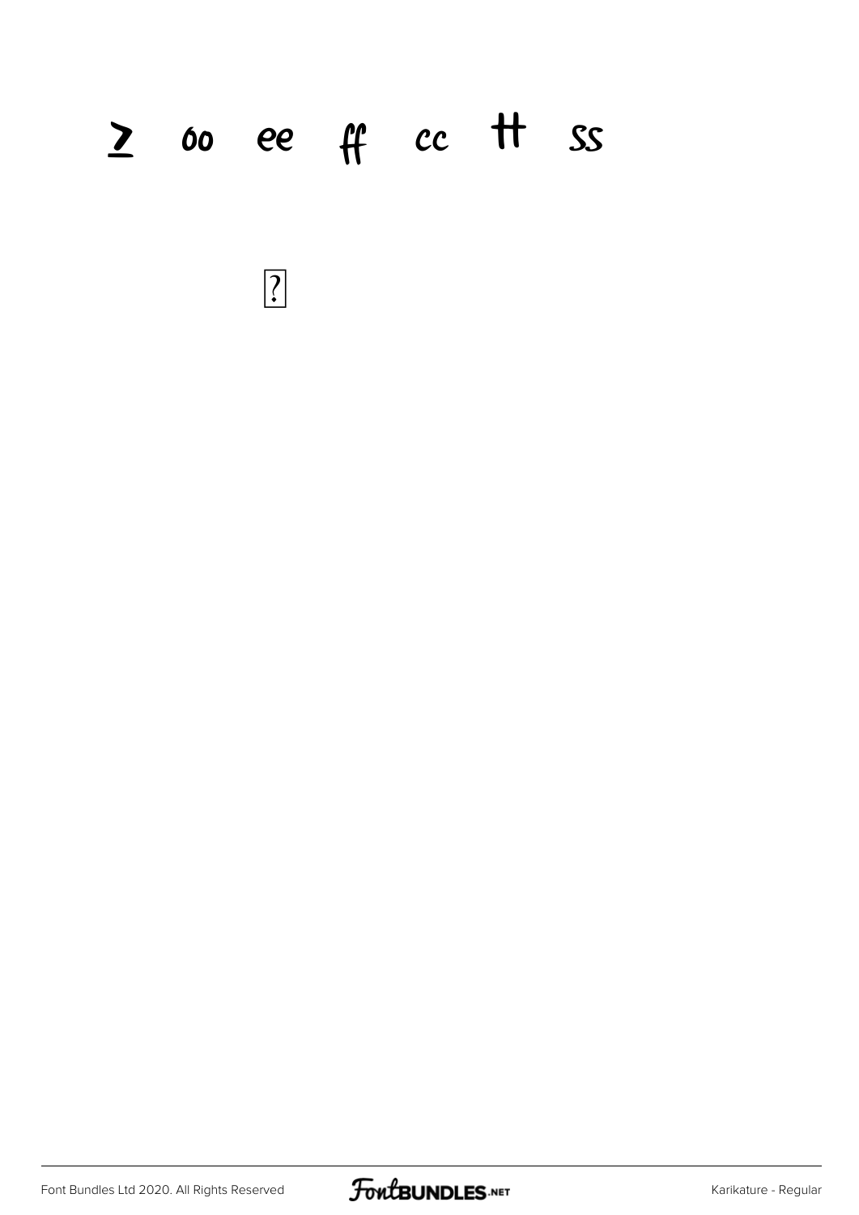≥ oo ee ff cc tt ss

?